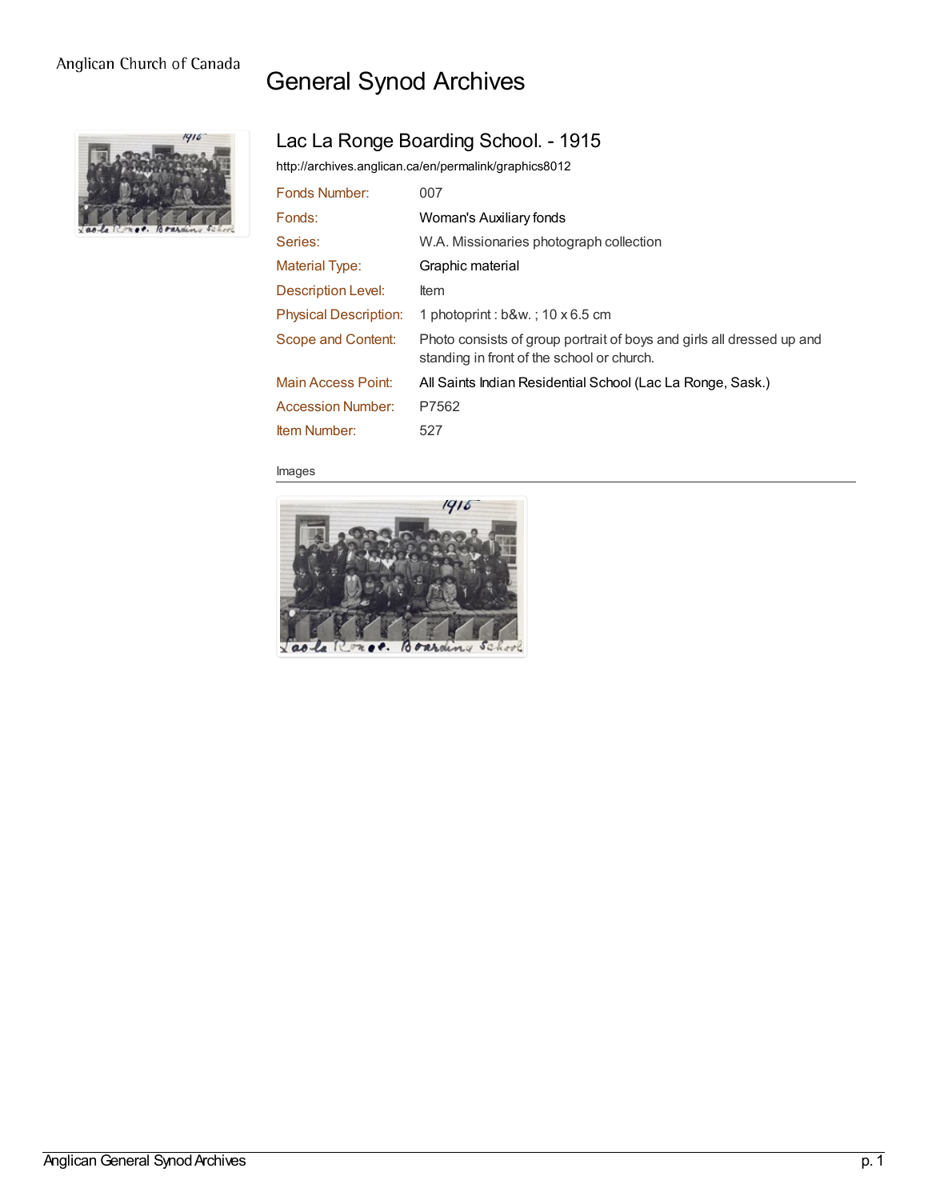Anglican Church of Canada

# General Synod Archives

## Lac La Ronge Boarding School. - 1915

http://archives.anglican.ca/en/permalink/graphics8012

| | |
|---|---|
| Fonds Number: | 007 |
| Fonds: | Woman's Auxiliary fonds |
| Series: | W.A. Missionaries photograph collection |
| Material Type: | Graphic material |
| Description Level: | Item |
| Physical Description: | 1 photoprint : b&w. ; 10 x 6.5 cm |
| Scope and Content: | Photo consists of group portrait of boys and girls all dressed up and standing in front of the school or church. |
| Main Access Point: | All Saints Indian Residential School (Lac La Ronge, Sask.) |
| Accession Number: | P7562 |
| Item Number: | 527 |

Images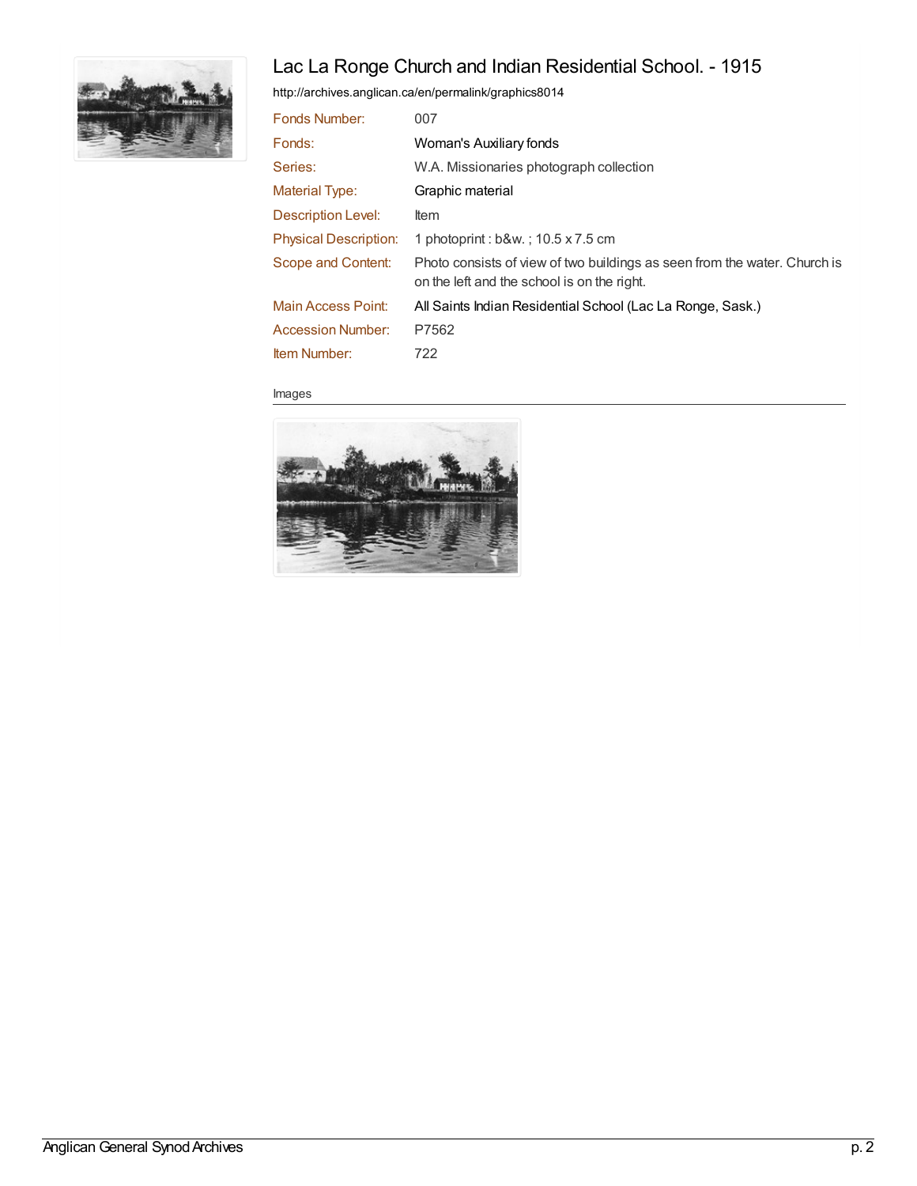# Lac La Ronge Church and Indian Residential School. - 1915

http://archives.anglican.ca/en/permalink/graphics8014

| | |
|---|---|
| Fonds Number: | 007 |
| Fonds: | Woman's Auxiliary fonds |
| Series: | W.A. Missionaries photograph collection |
| Material Type: | Graphic material |
| Description Level: | Item |
| Physical Description: | 1 photoprint : b&w. ; 10.5 x 7.5 cm |
| Scope and Content: | Photo consists of view of two buildings as seen from the water. Church is on the left and the school is on the right. |
| Main Access Point: | All Saints Indian Residential School (Lac La Ronge, Sask.) |
| Accession Number: | P7562 |
| Item Number: | 722 |

Images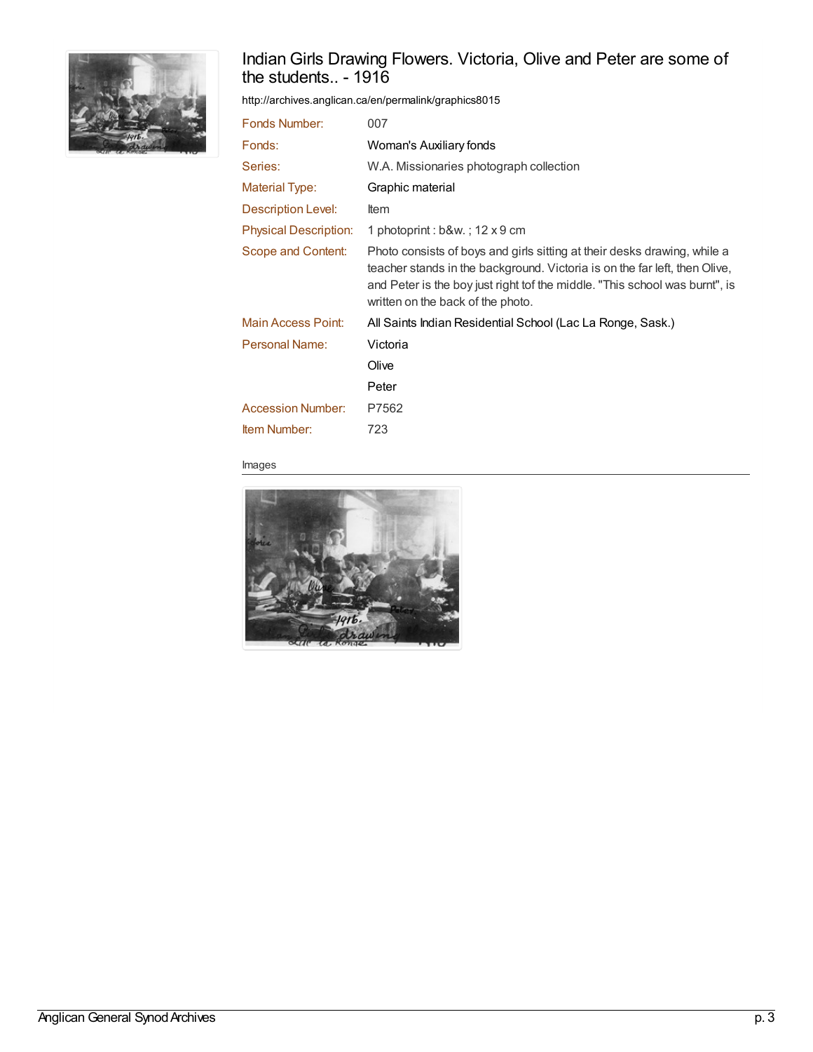# Indian Girls Drawing Flowers. Victoria, Olive and Peter are some of the students.. - 1916

http://archives.anglican.ca/en/permalink/graphics8015

| | |
|---|---|
| Fonds Number: | 007 |
| Fonds: | Woman's Auxiliary fonds |
| Series: | W.A. Missionaries photograph collection |
| Material Type: | Graphic material |
| Description Level: | Item |
| Physical Description: | 1 photoprint : b&w. ; 12 x 9 cm |
| Scope and Content: | Photo consists of boys and girls sitting at their desks drawing, while a teacher stands in the background. Victoria is on the far left, then Olive, and Peter is the boy just right tof the middle. "This school was burnt", is written on the back of the photo. |
| Main Access Point: | All Saints Indian Residential School (Lac La Ronge, Sask.) |
| Personal Name: | Victoria |
| | Olive |
| | Peter |
| Accession Number: | P7562 |
| Item Number: | 723 |

Images